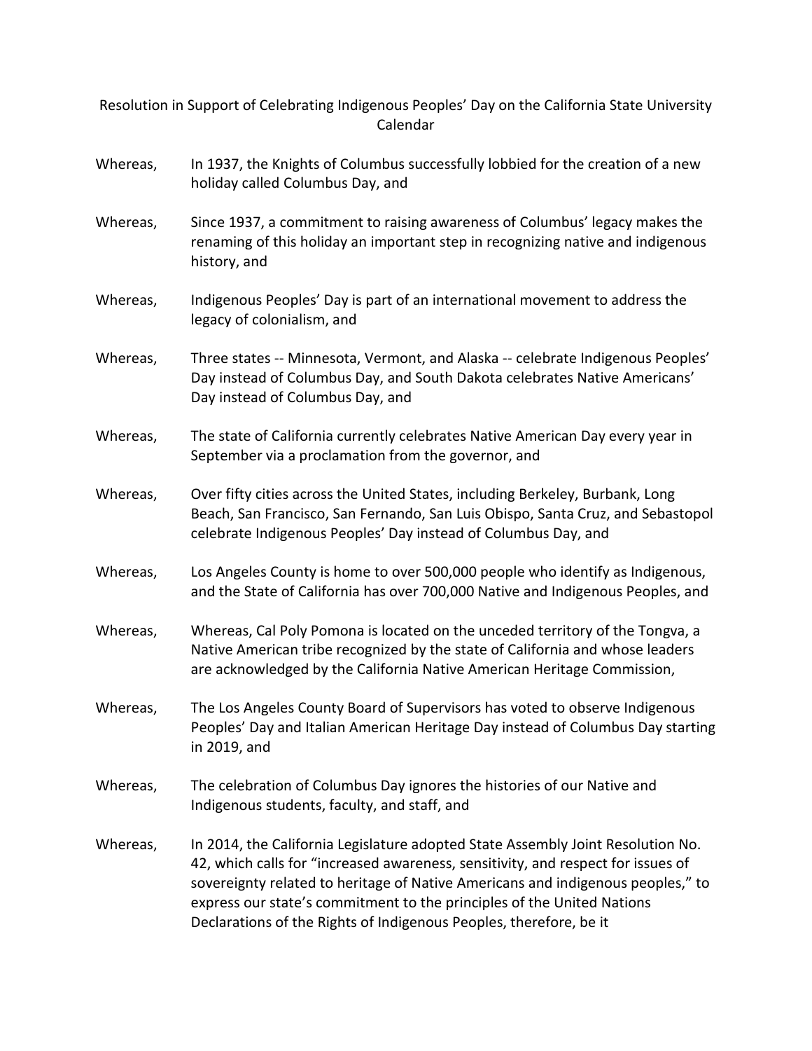# Resolution in Support of Celebrating Indigenous Peoples' Day on the California State University Calendar

Whereas, In 1937, the Knights of Columbus successfully lobbied for the creation of a new holiday called Columbus Day, and

Whereas, Since 1937, a commitment to raising awareness of Columbus' legacy makes the renaming of this holiday an important step in recognizing native and indigenous history, and

Whereas, Indigenous Peoples' Day is part of an international movement to address the legacy of colonialism, and

Whereas, Three states -- Minnesota, Vermont, and Alaska -- celebrate Indigenous Peoples' Day instead of Columbus Day, and South Dakota celebrates Native Americans' Day instead of Columbus Day, and

Whereas, The state of California currently celebrates Native American Day every year in September via a proclamation from the governor, and

Whereas, Over fifty cities across the United States, including Berkeley, Burbank, Long Beach, San Francisco, San Fernando, San Luis Obispo, Santa Cruz, and Sebastopol celebrate Indigenous Peoples' Day instead of Columbus Day, and

Whereas, Los Angeles County is home to over 500,000 people who identify as Indigenous, and the State of California has over 700,000 Native and Indigenous Peoples, and

Whereas, Whereas, Cal Poly Pomona is located on the unceded territory of the Tongva, a Native American tribe recognized by the state of California and whose leaders are acknowledged by the California Native American Heritage Commission,

Whereas, The Los Angeles County Board of Supervisors has voted to observe Indigenous Peoples' Day and Italian American Heritage Day instead of Columbus Day starting in 2019, and

Whereas, The celebration of Columbus Day ignores the histories of our Native and Indigenous students, faculty, and staff, and

Whereas, In 2014, the California Legislature adopted State Assembly Joint Resolution No. 42, which calls for "increased awareness, sensitivity, and respect for issues of sovereignty related to heritage of Native Americans and indigenous peoples," to express our state's commitment to the principles of the United Nations Declarations of the Rights of Indigenous Peoples, therefore, be it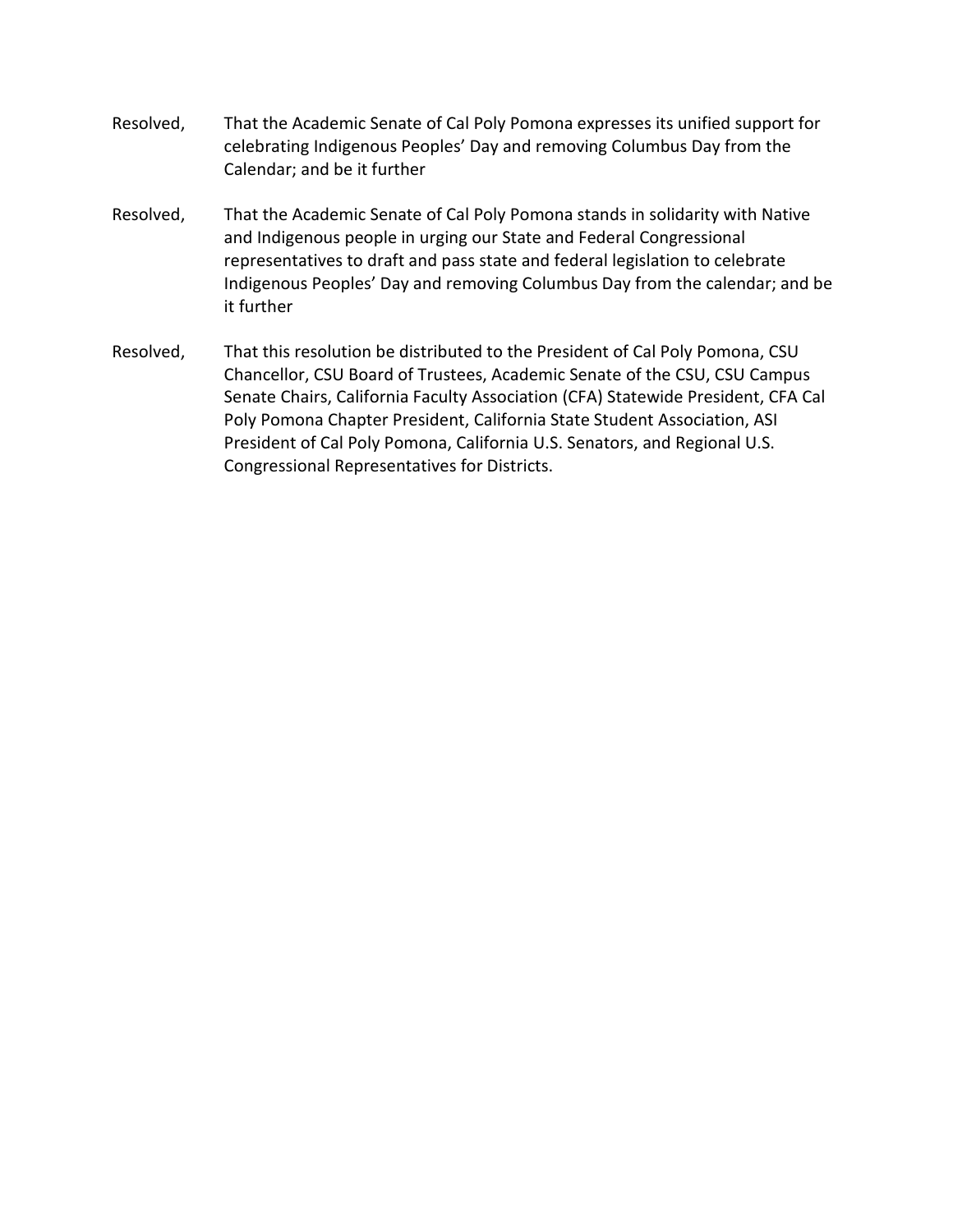Resolved, That the Academic Senate of Cal Poly Pomona expresses its unified support for celebrating Indigenous Peoples' Day and removing Columbus Day from the Calendar; and be it further

Resolved, That the Academic Senate of Cal Poly Pomona stands in solidarity with Native and Indigenous people in urging our State and Federal Congressional representatives to draft and pass state and federal legislation to celebrate Indigenous Peoples' Day and removing Columbus Day from the calendar; and be it further

Resolved, That this resolution be distributed to the President of Cal Poly Pomona, CSU Chancellor, CSU Board of Trustees, Academic Senate of the CSU, CSU Campus Senate Chairs, California Faculty Association (CFA) Statewide President, CFA Cal Poly Pomona Chapter President, California State Student Association, ASI President of Cal Poly Pomona, California U.S. Senators, and Regional U.S. Congressional Representatives for Districts.